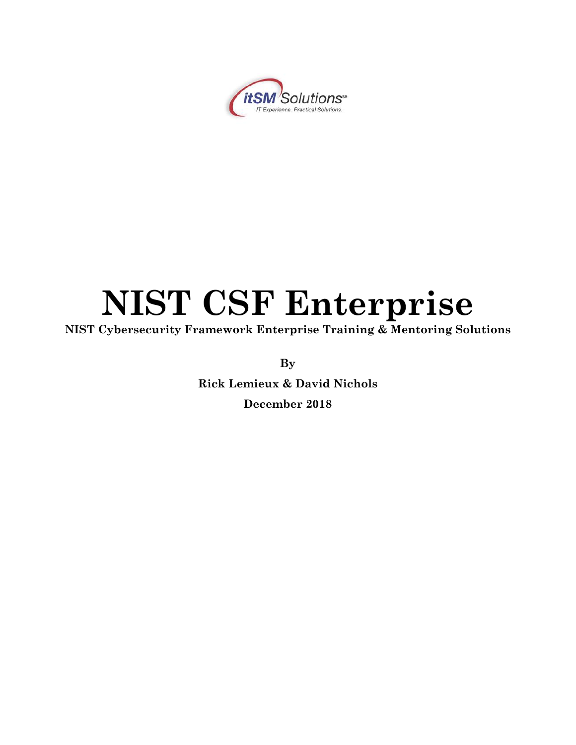# NIST CSF Enterprise

**NIST Cybersecurity Framework Enterprise Training & Mentoring Solutions**

**By**

**Rick Lemieux & David Nichols**

**December 2018**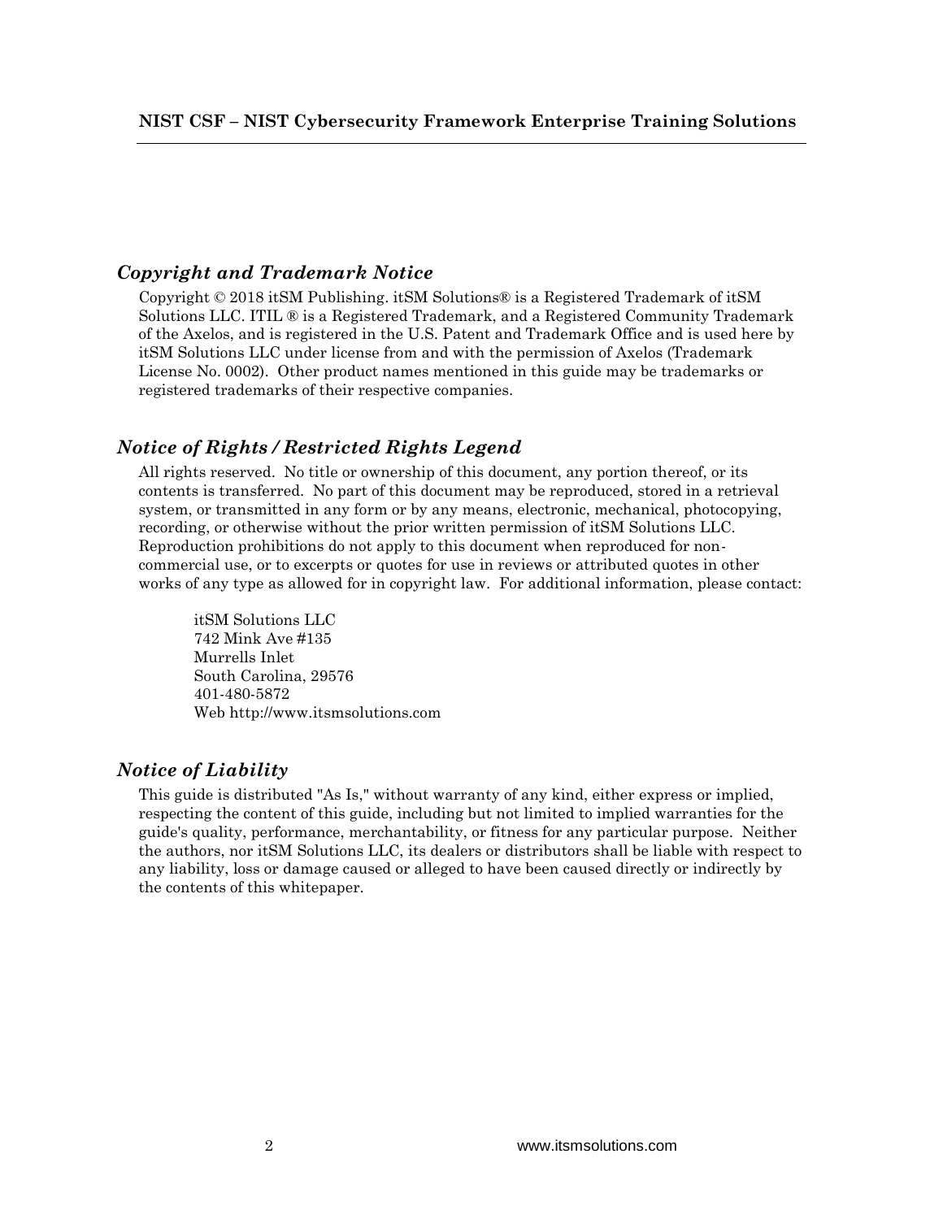## *Copyright and Trademark Notice*

Copyright © 2018 itSM Publishing. itSM Solutions® is a Registered Trademark of itSM Solutions LLC. ITIL ® is a Registered Trademark, and a Registered Community Trademark of the Axelos, and is registered in the U.S. Patent and Trademark Office and is used here by itSM Solutions LLC under license from and with the permission of Axelos (Trademark License No. 0002). Other product names mentioned in this guide may be trademarks or registered trademarks of their respective companies.

## *Notice of Rights / Restricted Rights Legend*

All rights reserved. No title or ownership of this document, any portion thereof, or its contents is transferred. No part of this document may be reproduced, stored in a retrieval system, or transmitted in any form or by any means, electronic, mechanical, photocopying, recording, or otherwise without the prior written permission of itSM Solutions LLC. Reproduction prohibitions do not apply to this document when reproduced for non-commercial use, or to excerpts or quotes for use in reviews or attributed quotes in other works of any type as allowed for in copyright law. For additional information, please contact:

itSM Solutions LLC
742 Mink Ave #135
Murrells Inlet
South Carolina, 29576
401-480-5872
Web http://www.itsmsolutions.com

## *Notice of Liability*

This guide is distributed "As Is," without warranty of any kind, either express or implied, respecting the content of this guide, including but not limited to implied warranties for the guide's quality, performance, merchantability, or fitness for any particular purpose. Neither the authors, nor itSM Solutions LLC, its dealers or distributors shall be liable with respect to any liability, loss or damage caused or alleged to have been caused directly or indirectly by the contents of this whitepaper.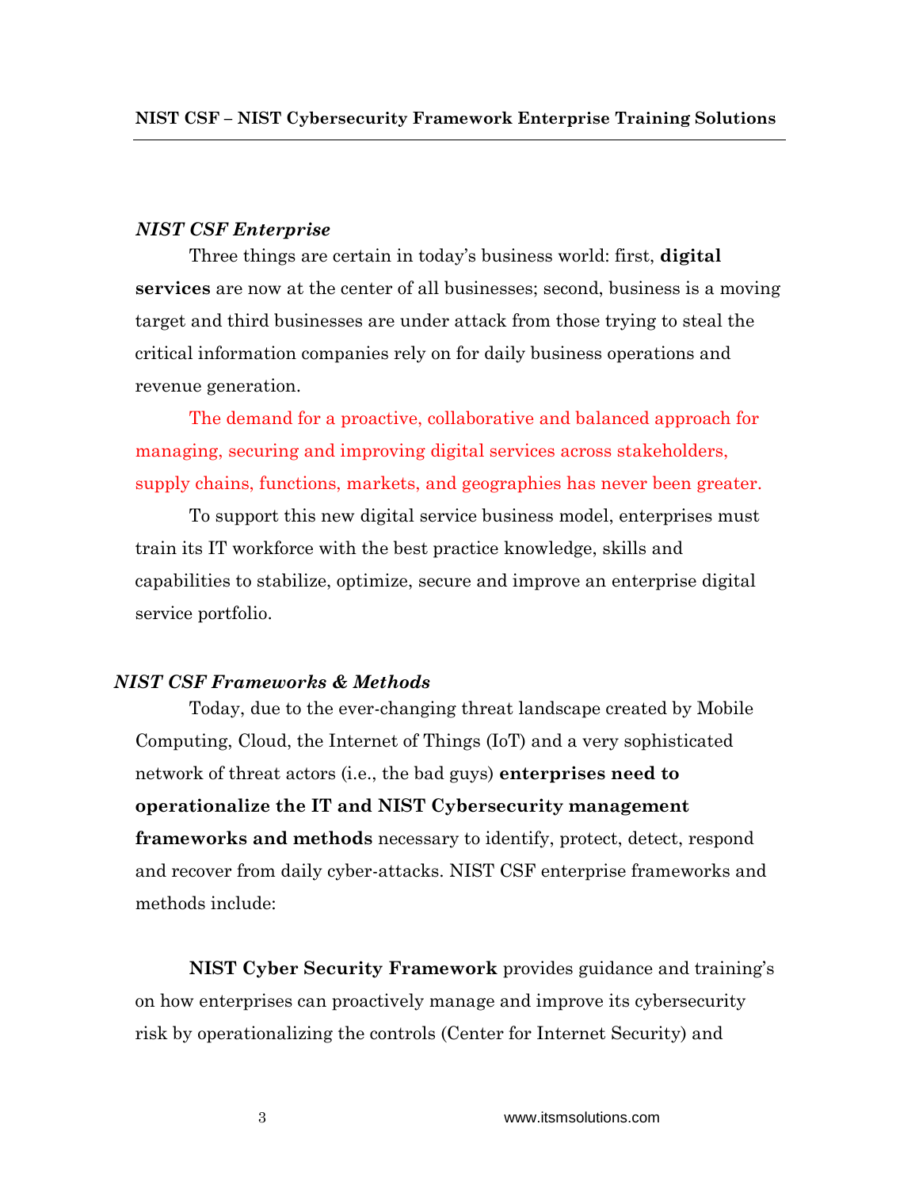### *NIST CSF Enterprise*

Three things are certain in today's business world: first, **digital services** are now at the center of all businesses; second, business is a moving target and third businesses are under attack from those trying to steal the critical information companies rely on for daily business operations and revenue generation.

The demand for a proactive, collaborative and balanced approach for managing, securing and improving digital services across stakeholders, supply chains, functions, markets, and geographies has never been greater.

To support this new digital service business model, enterprises must train its IT workforce with the best practice knowledge, skills and capabilities to stabilize, optimize, secure and improve an enterprise digital service portfolio.

### *NIST CSF Frameworks & Methods*

Today, due to the ever-changing threat landscape created by Mobile Computing, Cloud, the Internet of Things (IoT) and a very sophisticated network of threat actors (i.e., the bad guys) **enterprises need to operationalize the IT and NIST Cybersecurity management frameworks and methods** necessary to identify, protect, detect, respond and recover from daily cyber-attacks. NIST CSF enterprise frameworks and methods include:

**NIST Cyber Security Framework** provides guidance and training's on how enterprises can proactively manage and improve its cybersecurity risk by operationalizing the controls (Center for Internet Security) and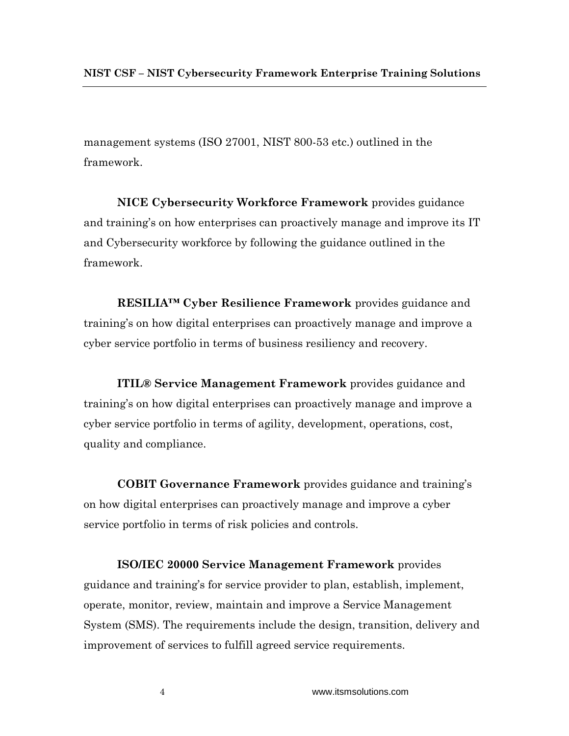management systems (ISO 27001, NIST 800-53 etc.) outlined in the framework.

**NICE Cybersecurity Workforce Framework** provides guidance and training's on how enterprises can proactively manage and improve its IT and Cybersecurity workforce by following the guidance outlined in the framework.

**RESILIA™ Cyber Resilience Framework** provides guidance and training's on how digital enterprises can proactively manage and improve a cyber service portfolio in terms of business resiliency and recovery.

**ITIL® Service Management Framework** provides guidance and training's on how digital enterprises can proactively manage and improve a cyber service portfolio in terms of agility, development, operations, cost, quality and compliance.

**COBIT Governance Framework** provides guidance and training's on how digital enterprises can proactively manage and improve a cyber service portfolio in terms of risk policies and controls.

**ISO/IEC 20000 Service Management Framework** provides guidance and training's for service provider to plan, establish, implement, operate, monitor, review, maintain and improve a Service Management System (SMS). The requirements include the design, transition, delivery and improvement of services to fulfill agreed service requirements.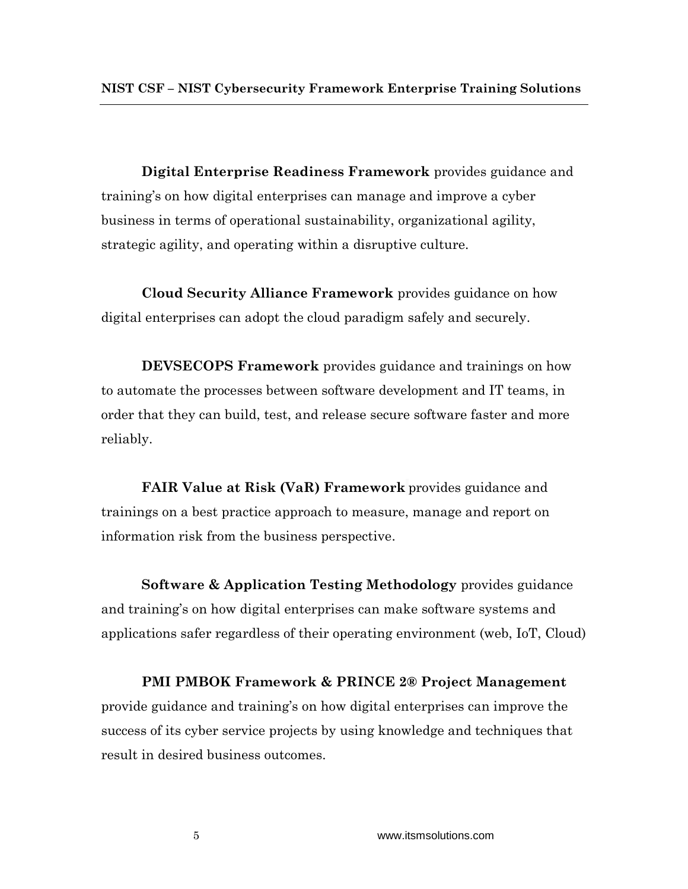**Digital Enterprise Readiness Framework** provides guidance and training's on how digital enterprises can manage and improve a cyber business in terms of operational sustainability, organizational agility, strategic agility, and operating within a disruptive culture.

**Cloud Security Alliance Framework** provides guidance on how digital enterprises can adopt the cloud paradigm safely and securely.

**DEVSECOPS Framework** provides guidance and trainings on how to automate the processes between software development and IT teams, in order that they can build, test, and release secure software faster and more reliably.

**FAIR Value at Risk (VaR) Framework** provides guidance and trainings on a best practice approach to measure, manage and report on information risk from the business perspective.

**Software & Application Testing Methodology** provides guidance and training's on how digital enterprises can make software systems and applications safer regardless of their operating environment (web, IoT, Cloud)

**PMI PMBOK Framework & PRINCE 2® Project Management** provide guidance and training's on how digital enterprises can improve the success of its cyber service projects by using knowledge and techniques that result in desired business outcomes.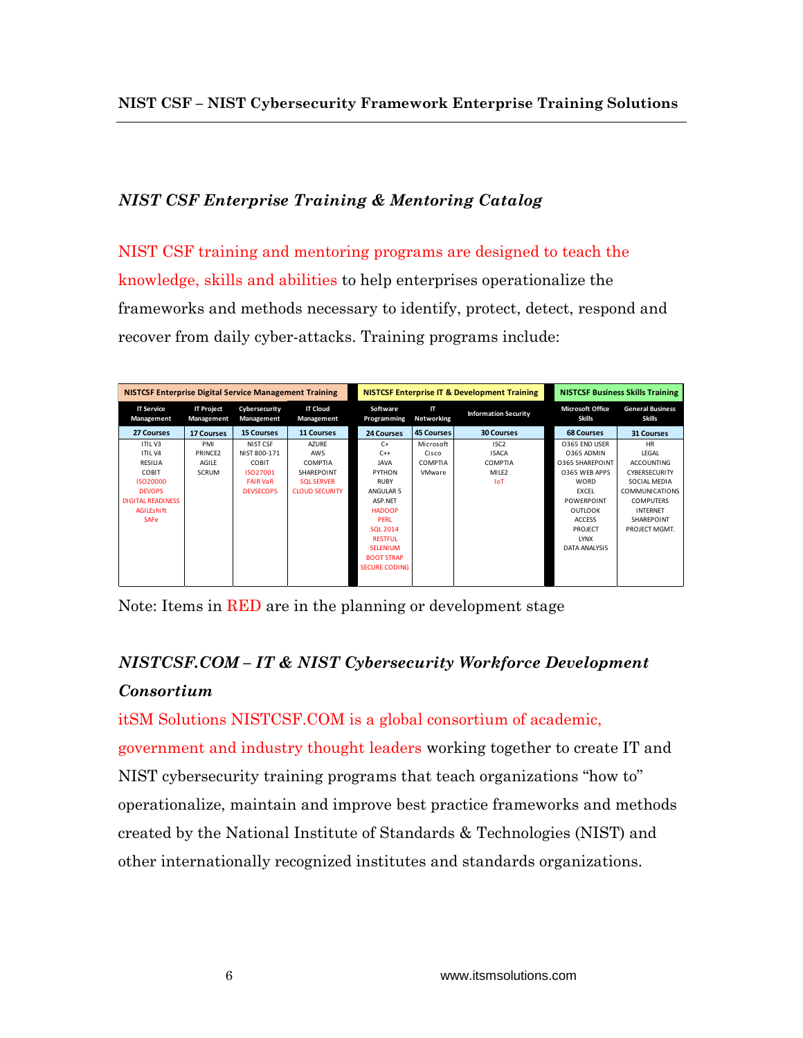## NIST CSF Enterprise Training & Mentoring Catalog

NIST CSF training and mentoring programs are designed to teach the knowledge, skills and abilities to help enterprises operationalize the frameworks and methods necessary to identify, protect, detect, respond and recover from daily cyber-attacks. Training programs include:

| NISTCSF Enterprise Digital Service Management Training | | | | NISTCSF Enterprise IT & Development Training | | | NISTCSF Business Skills Training | |
|---|---|---|---|---|---|---|---|---|
| IT Service Management | IT Project Management | Cybersecurity Management | IT Cloud Management | Software Programming | IT Networking | Information Security | Microsoft Office Skills | General Business Skills |
| 27 Courses | 17 Courses | 15 Courses | 11 Courses | 24 Courses | 45 Courses | 30 Courses | 68 Courses | 31 Courses |
| ITIL V3 | PMI | NIST CSF | AZURE | C+ | Microsoft | ISC2 | O365 END USER | HR |
| ITIL V4 | PRINCE2 | NIST 800-171 | AWS | C++ | Cisco | ISACA | O365 ADMIN | LEGAL |
| RESILIA | AGILE | COBIT | COMPTIA | JAVA | COMPTIA | COMPTIA | O365 SHAREPOINT | ACCOUNTING |
| COBIT | SCRUM | ISO27001 | SHAREPOINT | PYTHON | VMware | MILE2 | O365 WEB APPS | CYBERSECURITY |
| ISO20000 | | FAIR VaR | SQL SERVER | RUBY | | IoT | WORD | SOCIAL MEDIA |
| DEVOPS | | DEVSECOPS | CLOUD SECURITY | ANGULAR 5 | | | EXCEL | COMMUNICATIONS |
| DIGITAL READINESS | | | | ASP.NET | | | POWERPOINT | COMPUTERS |
| AGILEshift | | | | HADOOP | | | OUTLOOK | INTERNET |
| SAFe | | | | PERL | | | ACCESS | SHAREPOINT |
| | | | | SQL 2014 | | | PROJECT | PROJECT MGMT. |
| | | | | RESTFUL | | | LYNX | |
| | | | | SELENIUM | | | DATA ANALYSIS | |
| | | | | BOOT STRAP | | | | |
| | | | | SECURE CODING | | | | |

Note: Items in RED are in the planning or development stage

## NISTCSF.COM – IT & NIST Cybersecurity Workforce Development Consortium

itSM Solutions NISTCSF.COM is a global consortium of academic, government and industry thought leaders working together to create IT and NIST cybersecurity training programs that teach organizations “how to” operationalize, maintain and improve best practice frameworks and methods created by the National Institute of Standards & Technologies (NIST) and other internationally recognized institutes and standards organizations.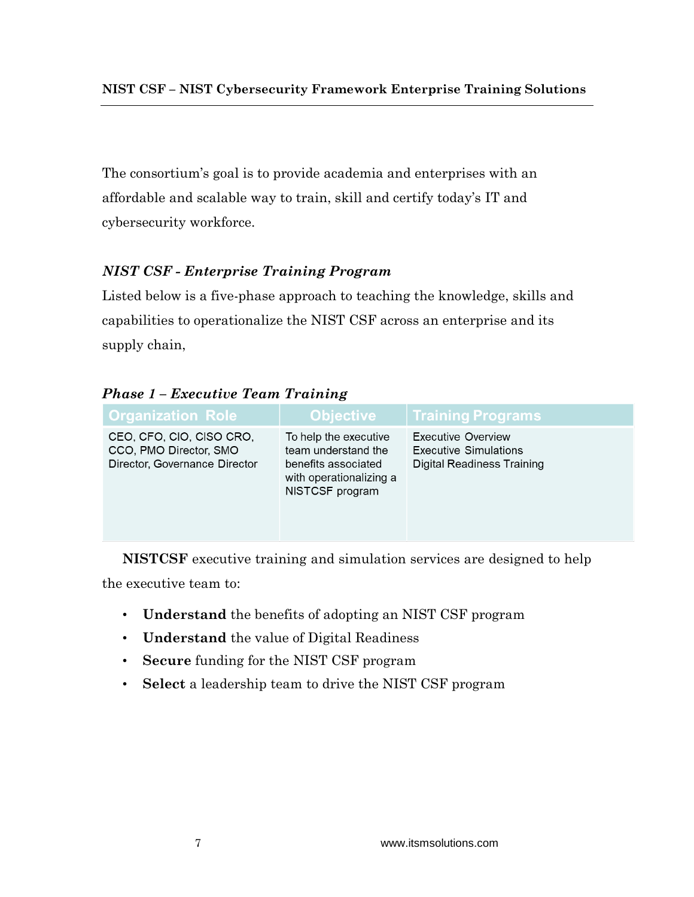The consortium's goal is to provide academia and enterprises with an affordable and scalable way to train, skill and certify today's IT and cybersecurity workforce.

### *NIST CSF - Enterprise Training Program*

Listed below is a five-phase approach to teaching the knowledge, skills and capabilities to operationalize the NIST CSF across an enterprise and its supply chain,

### *Phase 1 – Executive Team Training*

| Organization Role | Objective | Training Programs |
| --- | --- | --- |
| CEO, CFO, CIO, CISO CRO, CCO, PMO Director, SMO Director, Governance Director | To help the executive team understand the benefits associated with operationalizing a NISTCSF program | Executive Overview<br>Executive Simulations<br>Digital Readiness Training |

**NISTCSF** executive training and simulation services are designed to help the executive team to:

- **Understand** the benefits of adopting an NIST CSF program
- **Understand** the value of Digital Readiness
- **Secure** funding for the NIST CSF program
- **Select** a leadership team to drive the NIST CSF program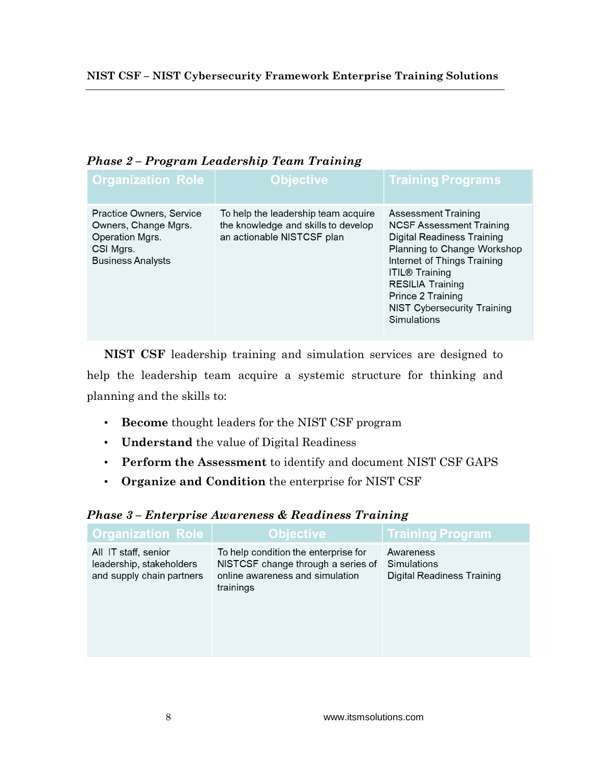### *Phase 2 – Program Leadership Team Training*

| Organization Role | Objective | Training Programs |
|---|---|---|
| Practice Owners, Service Owners, Change Mgrs.<br>Operation Mgrs.<br>CSI Mgrs.<br>Business Analysts | To help the leadership team acquire the knowledge and skills to develop an actionable NISTCSF plan | Assessment Training<br>NCSF Assessment Training<br>Digital Readiness Training<br>Planning to Change Workshop<br>Internet of Things Training<br>ITIL® Training<br>RESILIA Training<br>Prince 2 Training<br>NIST Cybersecurity Training<br>Simulations |

**NIST CSF** leadership training and simulation services are designed to help the leadership team acquire a systemic structure for thinking and planning and the skills to:

- **Become** thought leaders for the NIST CSF program
- **Understand** the value of Digital Readiness
- **Perform the Assessment** to identify and document NIST CSF GAPS
- **Organize and Condition** the enterprise for NIST CSF

### *Phase 3 – Enterprise Awareness & Readiness Training*

| Organization Role | Objective | Training Program |
|---|---|---|
| All IT staff, senior leadership, stakeholders and supply chain partners | To help condition the enterprise for NISTCSF change through a series of online awareness and simulation trainings | Awareness<br>Simulations<br>Digital Readiness Training |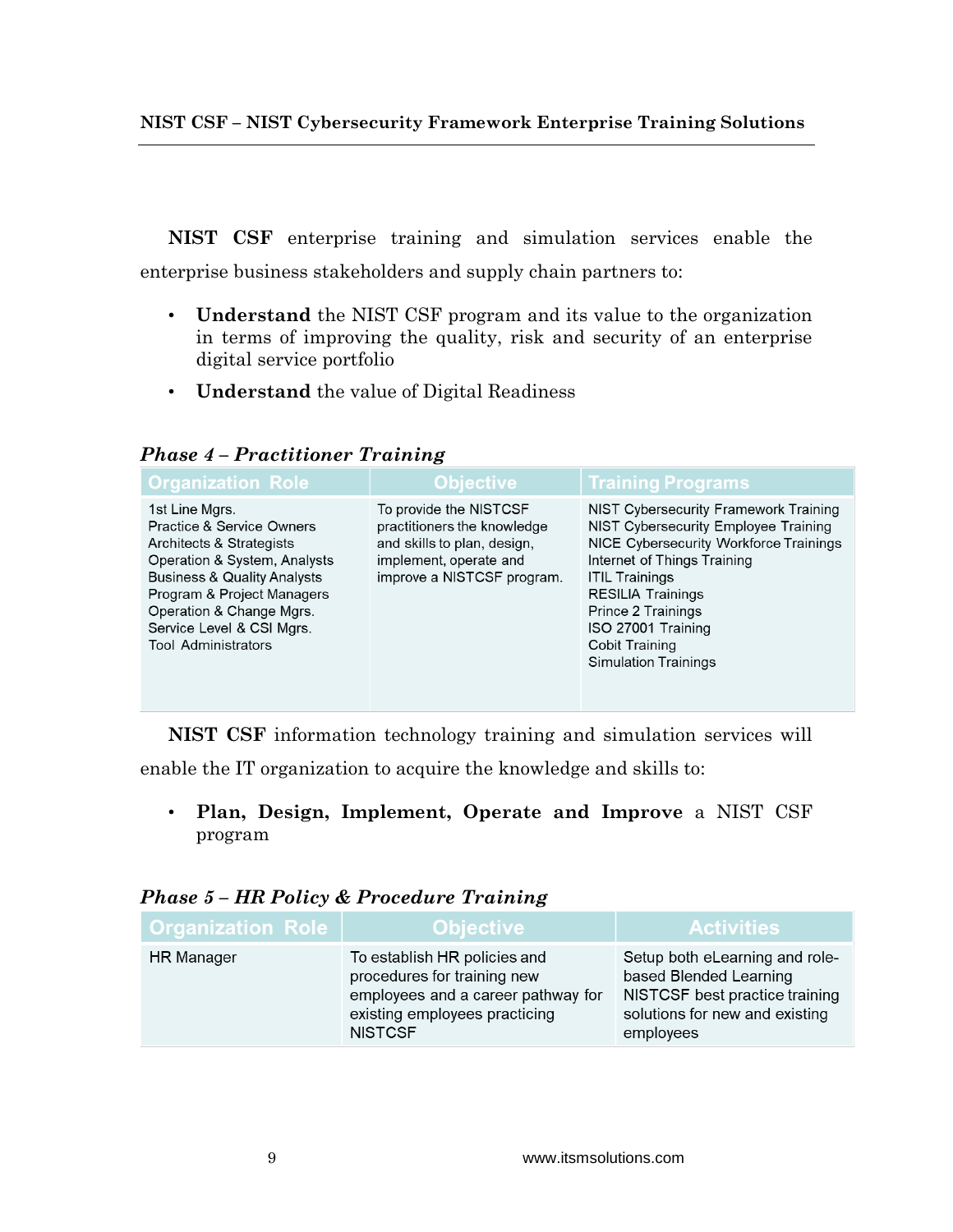**NIST CSF** enterprise training and simulation services enable the enterprise business stakeholders and supply chain partners to:

- **Understand** the NIST CSF program and its value to the organization in terms of improving the quality, risk and security of an enterprise digital service portfolio
- **Understand** the value of Digital Readiness

***Phase 4 – Practitioner Training***

| Organization Role | Objective | Training Programs |
|---|---|---|
| 1st Line Mgrs.<br>Practice & Service Owners<br>Architects & Strategists<br>Operation & System, Analysts<br>Business & Quality Analysts<br>Program & Project Managers<br>Operation & Change Mgrs.<br>Service Level & CSI Mgrs.<br>Tool Administrators | To provide the NISTCSF practitioners the knowledge and skills to plan, design, implement, operate and improve a NISTCSF program. | NIST Cybersecurity Framework Training<br>NIST Cybersecurity Employee Training<br>NICE Cybersecurity Workforce Trainings<br>Internet of Things Training<br>ITIL Trainings<br>RESILIA Trainings<br>Prince 2 Trainings<br>ISO 27001 Training<br>Cobit Training<br>Simulation Trainings |

**NIST CSF** information technology training and simulation services will enable the IT organization to acquire the knowledge and skills to:

- **Plan, Design, Implement, Operate and Improve** a NIST CSF program

***Phase 5 – HR Policy & Procedure Training***

| Organization Role | Objective | Activities |
|---|---|---|
| HR Manager | To establish HR policies and procedures for training new employees and a career pathway for existing employees practicing NISTCSF | Setup both eLearning and role-based Blended Learning NISTCSF best practice training solutions for new and existing employees |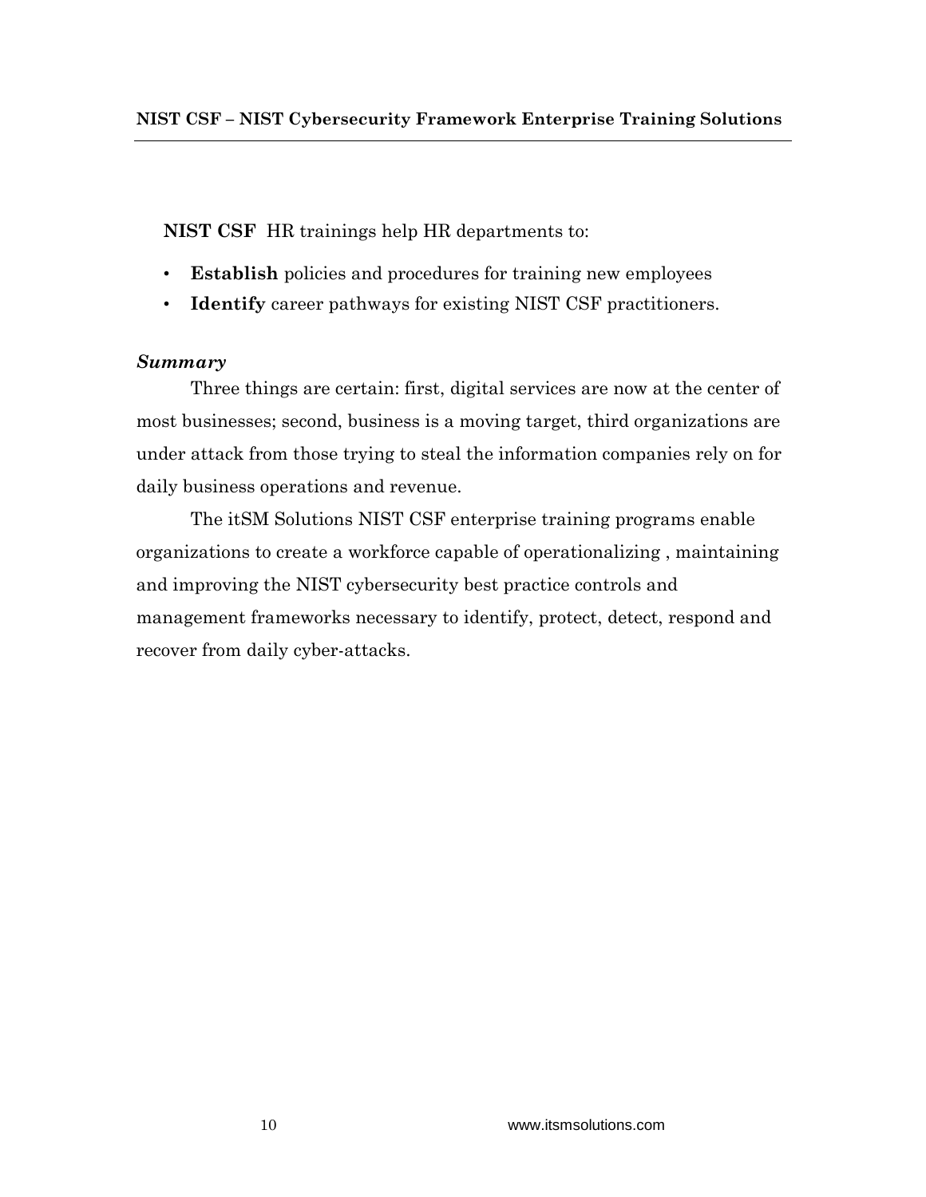**NIST CSF** HR trainings help HR departments to:

- **Establish** policies and procedures for training new employees
- **Identify** career pathways for existing NIST CSF practitioners.

***Summary***

Three things are certain: first, digital services are now at the center of most businesses; second, business is a moving target, third organizations are under attack from those trying to steal the information companies rely on for daily business operations and revenue.

The itSM Solutions NIST CSF enterprise training programs enable organizations to create a workforce capable of operationalizing , maintaining and improving the NIST cybersecurity best practice controls and management frameworks necessary to identify, protect, detect, respond and recover from daily cyber-attacks.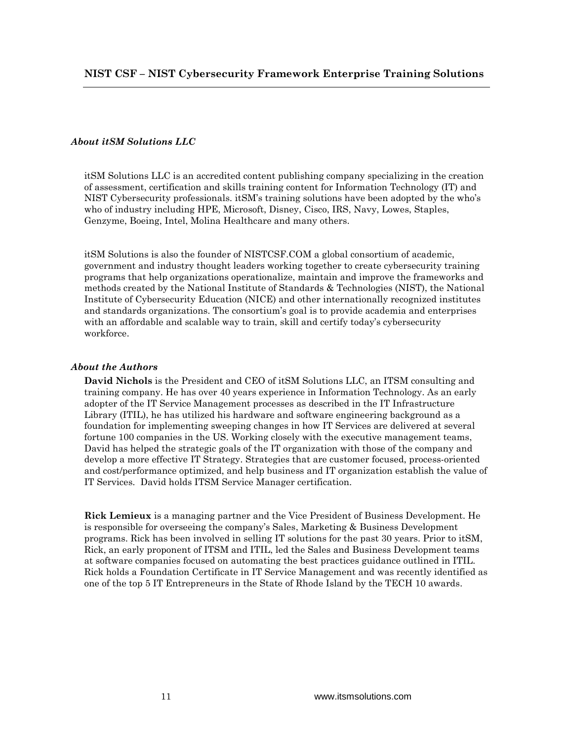### *About itSM Solutions LLC*

itSM Solutions LLC is an accredited content publishing company specializing in the creation of assessment, certification and skills training content for Information Technology (IT) and NIST Cybersecurity professionals. itSM's training solutions have been adopted by the who's who of industry including HPE, Microsoft, Disney, Cisco, IRS, Navy, Lowes, Staples, Genzyme, Boeing, Intel, Molina Healthcare and many others.

itSM Solutions is also the founder of NISTCSF.COM a global consortium of academic, government and industry thought leaders working together to create cybersecurity training programs that help organizations operationalize, maintain and improve the frameworks and methods created by the National Institute of Standards & Technologies (NIST), the National Institute of Cybersecurity Education (NICE) and other internationally recognized institutes and standards organizations. The consortium's goal is to provide academia and enterprises with an affordable and scalable way to train, skill and certify today's cybersecurity workforce.

### *About the Authors*

**David Nichols** is the President and CEO of itSM Solutions LLC, an ITSM consulting and training company. He has over 40 years experience in Information Technology. As an early adopter of the IT Service Management processes as described in the IT Infrastructure Library (ITIL), he has utilized his hardware and software engineering background as a foundation for implementing sweeping changes in how IT Services are delivered at several fortune 100 companies in the US. Working closely with the executive management teams, David has helped the strategic goals of the IT organization with those of the company and develop a more effective IT Strategy. Strategies that are customer focused, process-oriented and cost/performance optimized, and help business and IT organization establish the value of IT Services. David holds ITSM Service Manager certification.

**Rick Lemieux** is a managing partner and the Vice President of Business Development. He is responsible for overseeing the company's Sales, Marketing & Business Development programs. Rick has been involved in selling IT solutions for the past 30 years. Prior to itSM, Rick, an early proponent of ITSM and ITIL, led the Sales and Business Development teams at software companies focused on automating the best practices guidance outlined in ITIL. Rick holds a Foundation Certificate in IT Service Management and was recently identified as one of the top 5 IT Entrepreneurs in the State of Rhode Island by the TECH 10 awards.